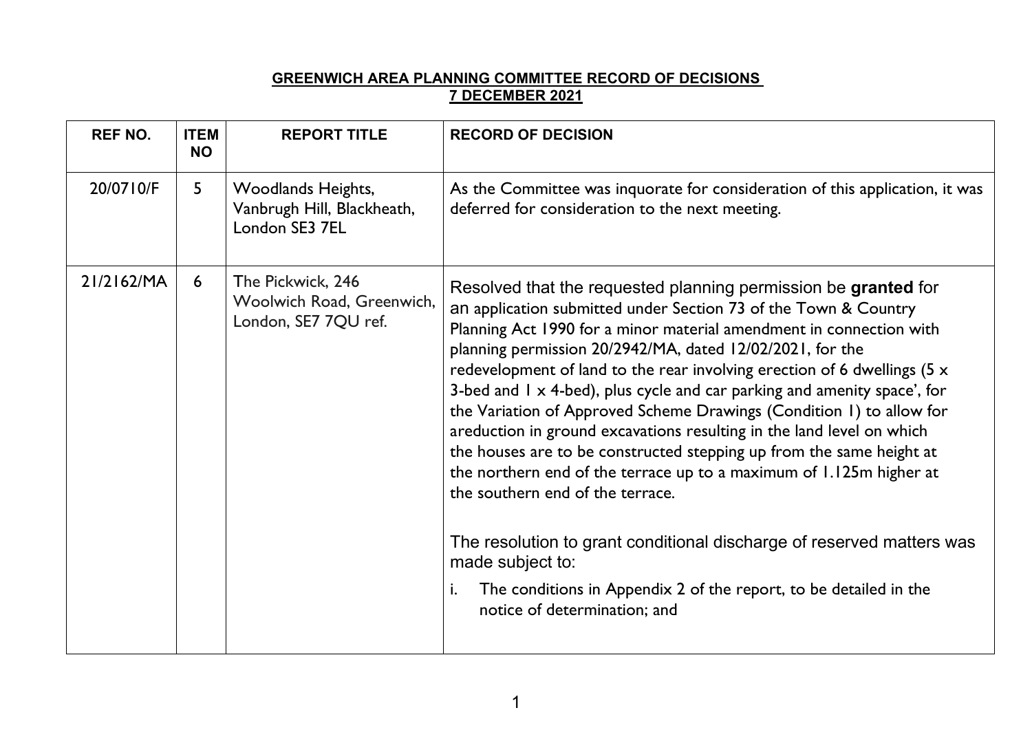**GREENWICH AREA PLANNING COMMITTEE RECORD OF DECISIONS**
**7 DECEMBER 2021**

| REF NO. | ITEM NO | REPORT TITLE | RECORD OF DECISION |
|---|---|---|---|
| 20/0710/F | 5 | Woodlands Heights, Vanbrugh Hill, Blackheath, London SE3 7EL | As the Committee was inquorate for consideration of this application, it was deferred for consideration to the next meeting. |
| 21/2162/MA | 6 | The Pickwick, 246 Woolwich Road, Greenwich, London, SE7 7QU ref. | Resolved that the requested planning permission be **granted** for an application submitted under Section 73 of the Town & Country Planning Act 1990 for a minor material amendment in connection with planning permission 20/2942/MA, dated 12/02/2021, for the redevelopment of land to the rear involving erection of 6 dwellings (5 x 3-bed and 1 x 4-bed), plus cycle and car parking and amenity space', for the Variation of Approved Scheme Drawings (Condition 1) to allow for areduction in ground excavations resulting in the land level on which the houses are to be constructed stepping up from the same height at the northern end of the terrace up to a maximum of 1.125m higher at the southern end of the terrace.<br><br>The resolution to grant conditional discharge of reserved matters was made subject to:<br>i. The conditions in Appendix 2 of the report, to be detailed in the notice of determination; and |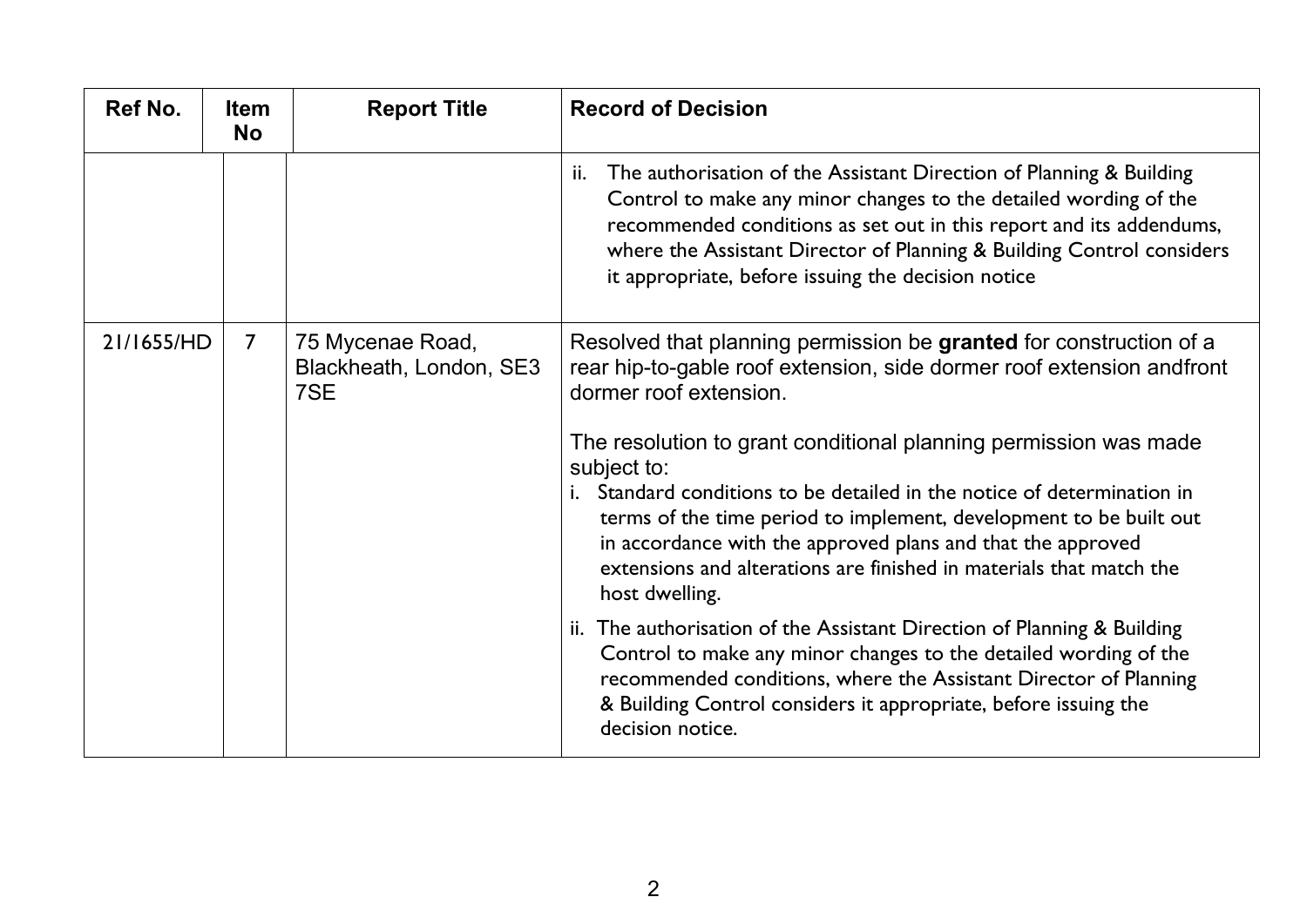| Ref No. | Item No | Report Title | Record of Decision |
|---|---|---|---|
| | | | ii. The authorisation of the Assistant Direction of Planning & Building Control to make any minor changes to the detailed wording of the recommended conditions as set out in this report and its addendums, where the Assistant Director of Planning & Building Control considers it appropriate, before issuing the decision notice |
| 21/1655/HD | 7 | 75 Mycenae Road, Blackheath, London, SE3 7SE | Resolved that planning permission be **granted** for construction of a rear hip-to-gable roof extension, side dormer roof extension andfront dormer roof extension.<br><br>The resolution to grant conditional planning permission was made subject to:<br>i. Standard conditions to be detailed in the notice of determination in terms of the time period to implement, development to be built out in accordance with the approved plans and that the approved extensions and alterations are finished in materials that match the host dwelling.<br>ii. The authorisation of the Assistant Direction of Planning & Building Control to make any minor changes to the detailed wording of the recommended conditions, where the Assistant Director of Planning & Building Control considers it appropriate, before issuing the decision notice. |